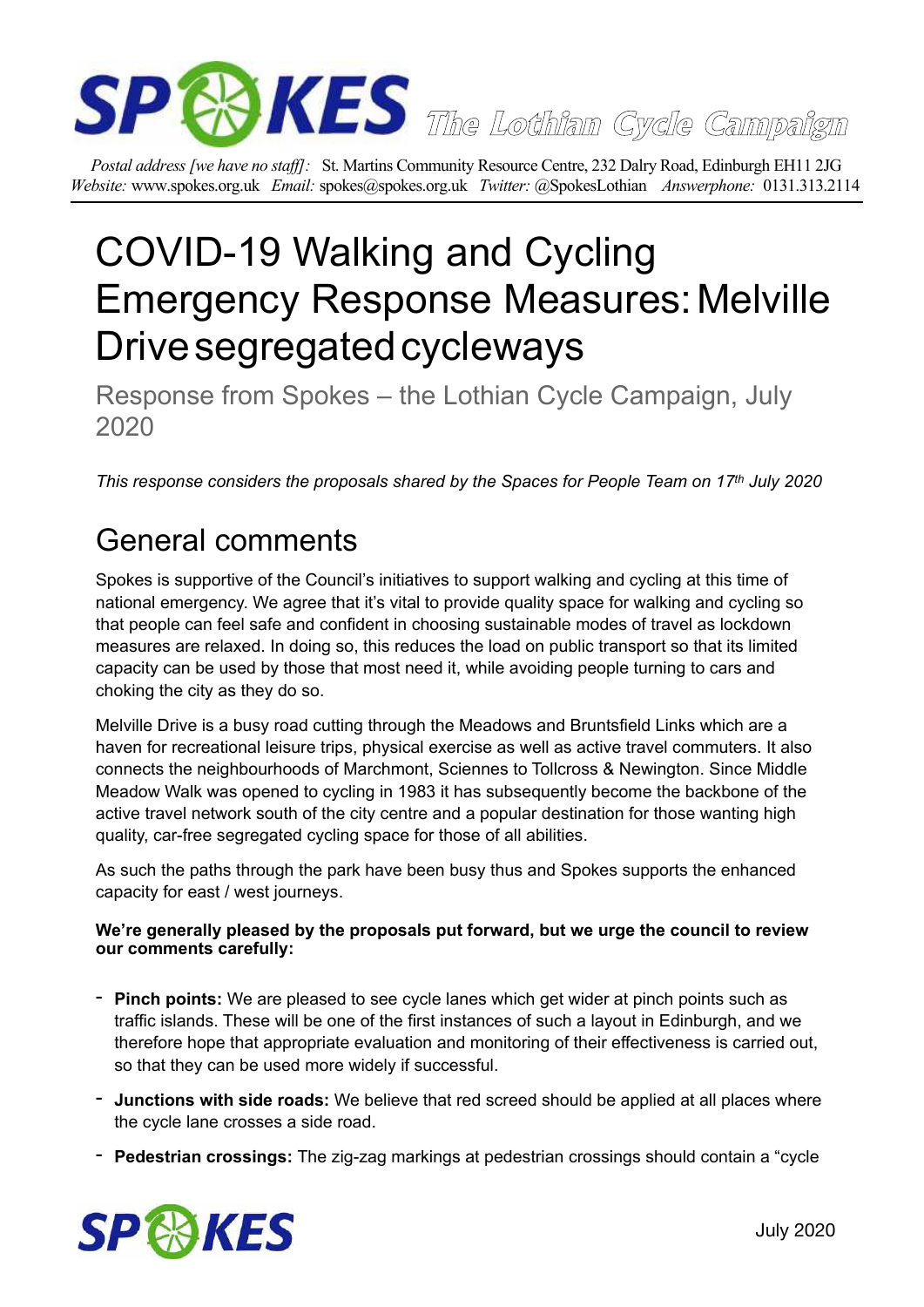SPOKES The Lothian Cycle Campaign

*Postal address [we have no staff]:* St. Martins Community Resource Centre, 232 Dalry Road, Edinburgh EH11 2JG
*Website:* www.spokes.org.uk *Email:* spokes@spokes.org.uk *Twitter:* @SpokesLothian *Answerphone:* 0131.313.2114

# COVID-19 Walking and Cycling Emergency Response Measures: Melville Drive segregated cycleways

Response from Spokes – the Lothian Cycle Campaign, July 2020

*This response considers the proposals shared by the Spaces for People Team on 17th July 2020*

## General comments

Spokes is supportive of the Council's initiatives to support walking and cycling at this time of national emergency. We agree that it's vital to provide quality space for walking and cycling so that people can feel safe and confident in choosing sustainable modes of travel as lockdown measures are relaxed. In doing so, this reduces the load on public transport so that its limited capacity can be used by those that most need it, while avoiding people turning to cars and choking the city as they do so.

Melville Drive is a busy road cutting through the Meadows and Bruntsfield Links which are a haven for recreational leisure trips, physical exercise as well as active travel commuters. It also connects the neighbourhoods of Marchmont, Sciennes to Tollcross & Newington. Since Middle Meadow Walk was opened to cycling in 1983 it has subsequently become the backbone of the active travel network south of the city centre and a popular destination for those wanting high quality, car-free segregated cycling space for those of all abilities.

As such the paths through the park have been busy thus and Spokes supports the enhanced capacity for east / west journeys.

**We're generally pleased by the proposals put forward, but we urge the council to review our comments carefully:**

- **Pinch points:** We are pleased to see cycle lanes which get wider at pinch points such as traffic islands. These will be one of the first instances of such a layout in Edinburgh, and we therefore hope that appropriate evaluation and monitoring of their effectiveness is carried out, so that they can be used more widely if successful.
- **Junctions with side roads:** We believe that red screed should be applied at all places where the cycle lane crosses a side road.
- **Pedestrian crossings:** The zig-zag markings at pedestrian crossings should contain a "cycle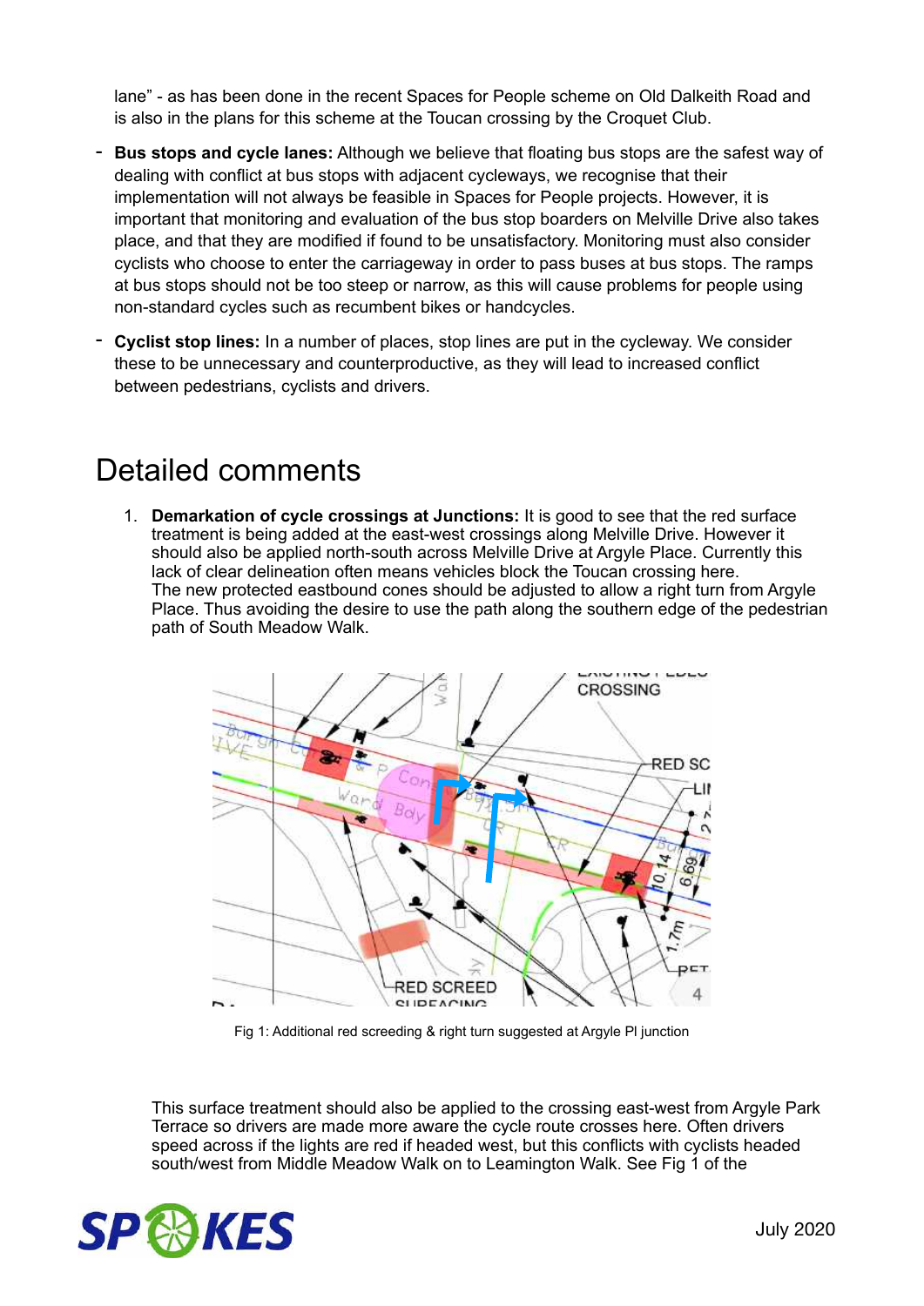lane" - as has been done in the recent Spaces for People scheme on Old Dalkeith Road and is also in the plans for this scheme at the Toucan crossing by the Croquet Club.

- **Bus stops and cycle lanes:** Although we believe that floating bus stops are the safest way of dealing with conflict at bus stops with adjacent cycleways, we recognise that their implementation will not always be feasible in Spaces for People projects. However, it is important that monitoring and evaluation of the bus stop boarders on Melville Drive also takes place, and that they are modified if found to be unsatisfactory. Monitoring must also consider cyclists who choose to enter the carriageway in order to pass buses at bus stops. The ramps at bus stops should not be too steep or narrow, as this will cause problems for people using non-standard cycles such as recumbent bikes or handcycles.
- **Cyclist stop lines:** In a number of places, stop lines are put in the cycleway. We consider these to be unnecessary and counterproductive, as they will lead to increased conflict between pedestrians, cyclists and drivers.

# Detailed comments

1. **Demarkation of cycle crossings at Junctions:** It is good to see that the red surface treatment is being added at the east-west crossings along Melville Drive. However it should also be applied north-south across Melville Drive at Argyle Place. Currently this lack of clear delineation often means vehicles block the Toucan crossing here. The new protected eastbound cones should be adjusted to allow a right turn from Argyle Place. Thus avoiding the desire to use the path along the southern edge of the pedestrian path of South Meadow Walk.

Fig 1: Additional red screeding & right turn suggested at Argyle Pl junction

This surface treatment should also be applied to the crossing east-west from Argyle Park Terrace so drivers are made more aware the cycle route crosses here. Often drivers speed across if the lights are red if headed west, but this conflicts with cyclists headed south/west from Middle Meadow Walk on to Leamington Walk. See Fig 1 of the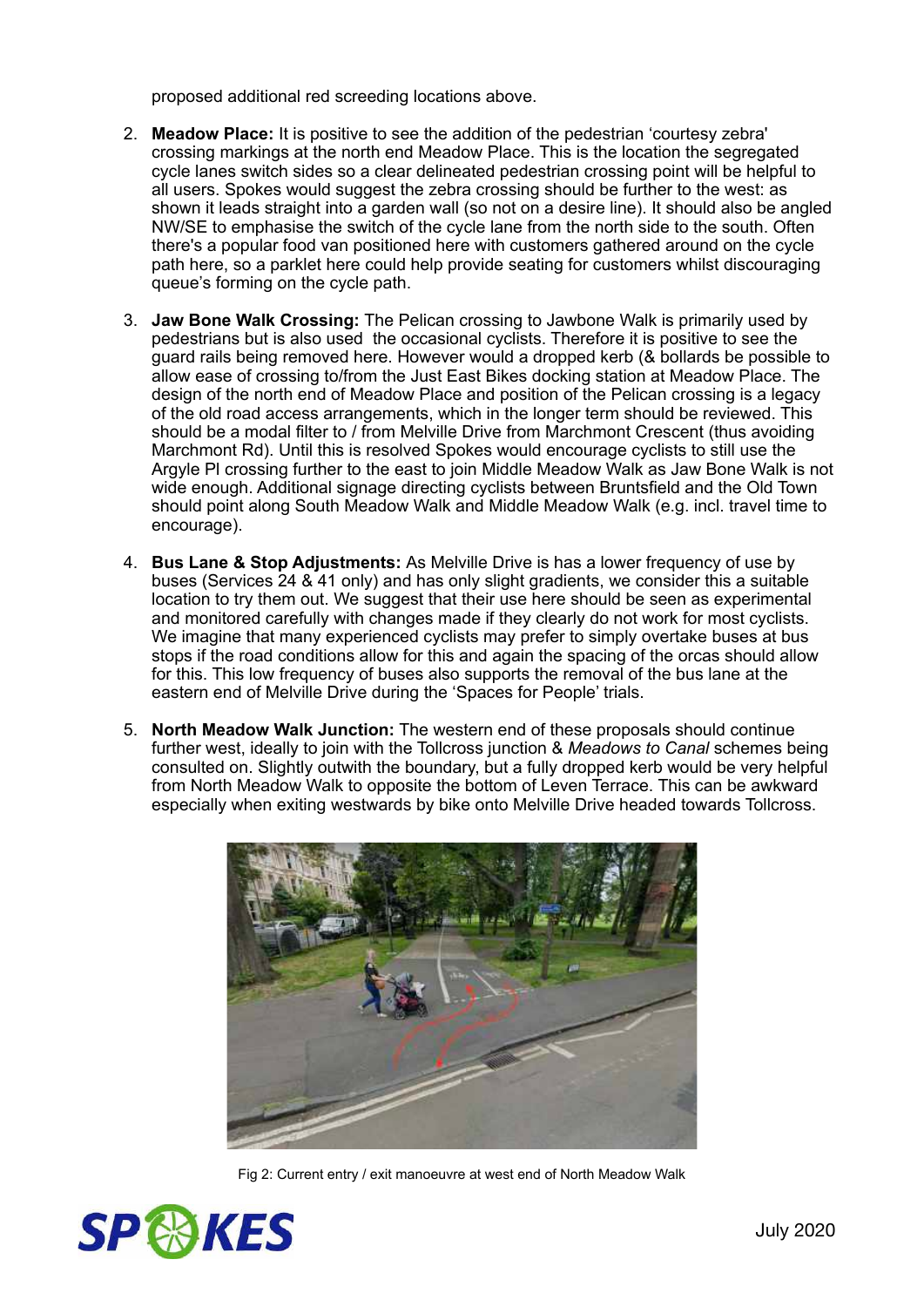proposed additional red screeding locations above.

2. **Meadow Place:** It is positive to see the addition of the pedestrian 'courtesy zebra' crossing markings at the north end Meadow Place. This is the location the segregated cycle lanes switch sides so a clear delineated pedestrian crossing point will be helpful to all users. Spokes would suggest the zebra crossing should be further to the west: as shown it leads straight into a garden wall (so not on a desire line). It should also be angled NW/SE to emphasise the switch of the cycle lane from the north side to the south. Often there's a popular food van positioned here with customers gathered around on the cycle path here, so a parklet here could help provide seating for customers whilst discouraging queue's forming on the cycle path.

3. **Jaw Bone Walk Crossing:** The Pelican crossing to Jawbone Walk is primarily used by pedestrians but is also used  the occasional cyclists. Therefore it is positive to see the guard rails being removed here. However would a dropped kerb (& bollards be possible to allow ease of crossing to/from the Just East Bikes docking station at Meadow Place. The design of the north end of Meadow Place and position of the Pelican crossing is a legacy of the old road access arrangements, which in the longer term should be reviewed. This should be a modal filter to / from Melville Drive from Marchmont Crescent (thus avoiding Marchmont Rd). Until this is resolved Spokes would encourage cyclists to still use the Argyle Pl crossing further to the east to join Middle Meadow Walk as Jaw Bone Walk is not wide enough. Additional signage directing cyclists between Bruntsfield and the Old Town should point along South Meadow Walk and Middle Meadow Walk (e.g. incl. travel time to encourage).

4. **Bus Lane & Stop Adjustments:** As Melville Drive is has a lower frequency of use by buses (Services 24 & 41 only) and has only slight gradients, we consider this a suitable location to try them out. We suggest that their use here should be seen as experimental and monitored carefully with changes made if they clearly do not work for most cyclists. We imagine that many experienced cyclists may prefer to simply overtake buses at bus stops if the road conditions allow for this and again the spacing of the orcas should allow for this. This low frequency of buses also supports the removal of the bus lane at the eastern end of Melville Drive during the 'Spaces for People' trials.

5. **North Meadow Walk Junction:** The western end of these proposals should continue further west, ideally to join with the Tollcross junction & *Meadows to Canal* schemes being consulted on. Slightly outwith the boundary, but a fully dropped kerb would be very helpful from North Meadow Walk to opposite the bottom of Leven Terrace. This can be awkward especially when exiting westwards by bike onto Melville Drive headed towards Tollcross.

Fig 2: Current entry / exit manoeuvre at west end of North Meadow Walk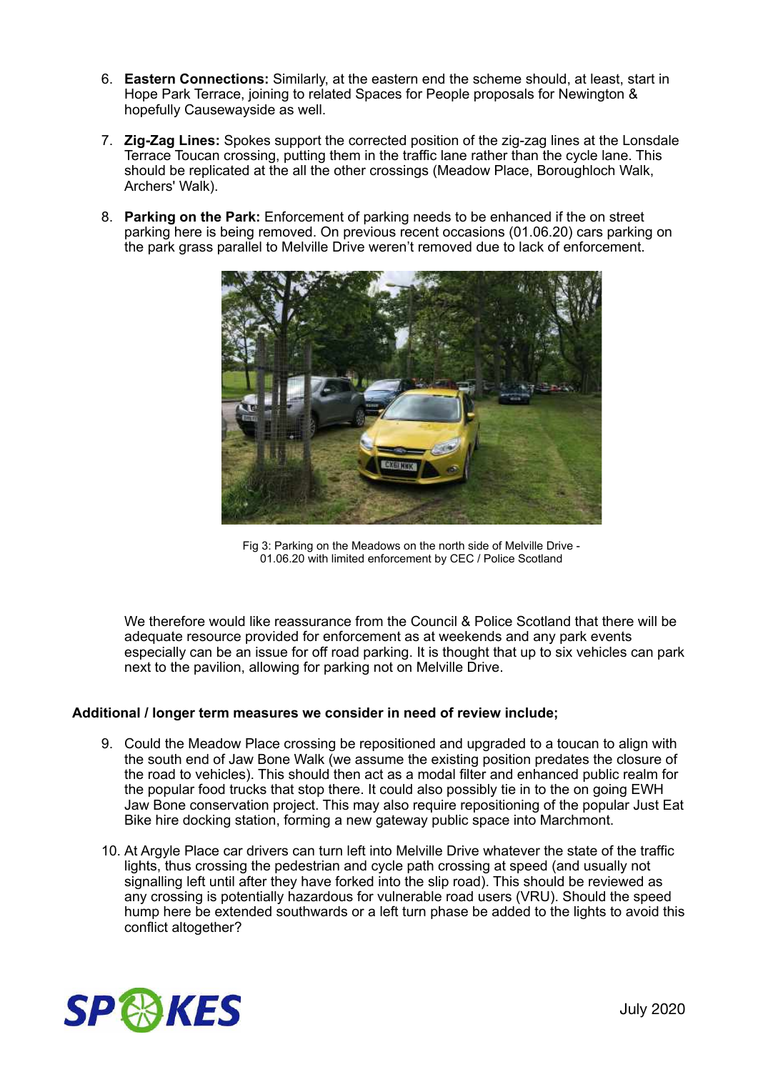6. **Eastern Connections:** Similarly, at the eastern end the scheme should, at least, start in Hope Park Terrace, joining to related Spaces for People proposals for Newington & hopefully Causewayside as well.

7. **Zig-Zag Lines:** Spokes support the corrected position of the zig-zag lines at the Lonsdale Terrace Toucan crossing, putting them in the traffic lane rather than the cycle lane. This should be replicated at the all the other crossings (Meadow Place, Boroughloch Walk, Archers' Walk).

8. **Parking on the Park:** Enforcement of parking needs to be enhanced if the on street parking here is being removed. On previous recent occasions (01.06.20) cars parking on the park grass parallel to Melville Drive weren't removed due to lack of enforcement.

Fig 3: Parking on the Meadows on the north side of Melville Drive - 01.06.20 with limited enforcement by CEC / Police Scotland

We therefore would like reassurance from the Council & Police Scotland that there will be adequate resource provided for enforcement as at weekends and any park events especially can be an issue for off road parking. It is thought that up to six vehicles can park next to the pavilion, allowing for parking not on Melville Drive.

**Additional / longer term measures we consider in need of review include;**

9. Could the Meadow Place crossing be repositioned and upgraded to a toucan to align with the south end of Jaw Bone Walk (we assume the existing position predates the closure of the road to vehicles). This should then act as a modal filter and enhanced public realm for the popular food trucks that stop there. It could also possibly tie in to the on going EWH Jaw Bone conservation project. This may also require repositioning of the popular Just Eat Bike hire docking station, forming a new gateway public space into Marchmont.

10. At Argyle Place car drivers can turn left into Melville Drive whatever the state of the traffic lights, thus crossing the pedestrian and cycle path crossing at speed (and usually not signalling left until after they have forked into the slip road). This should be reviewed as any crossing is potentially hazardous for vulnerable road users (VRU). Should the speed hump here be extended southwards or a left turn phase be added to the lights to avoid this conflict altogether?

SPOKES

July 2020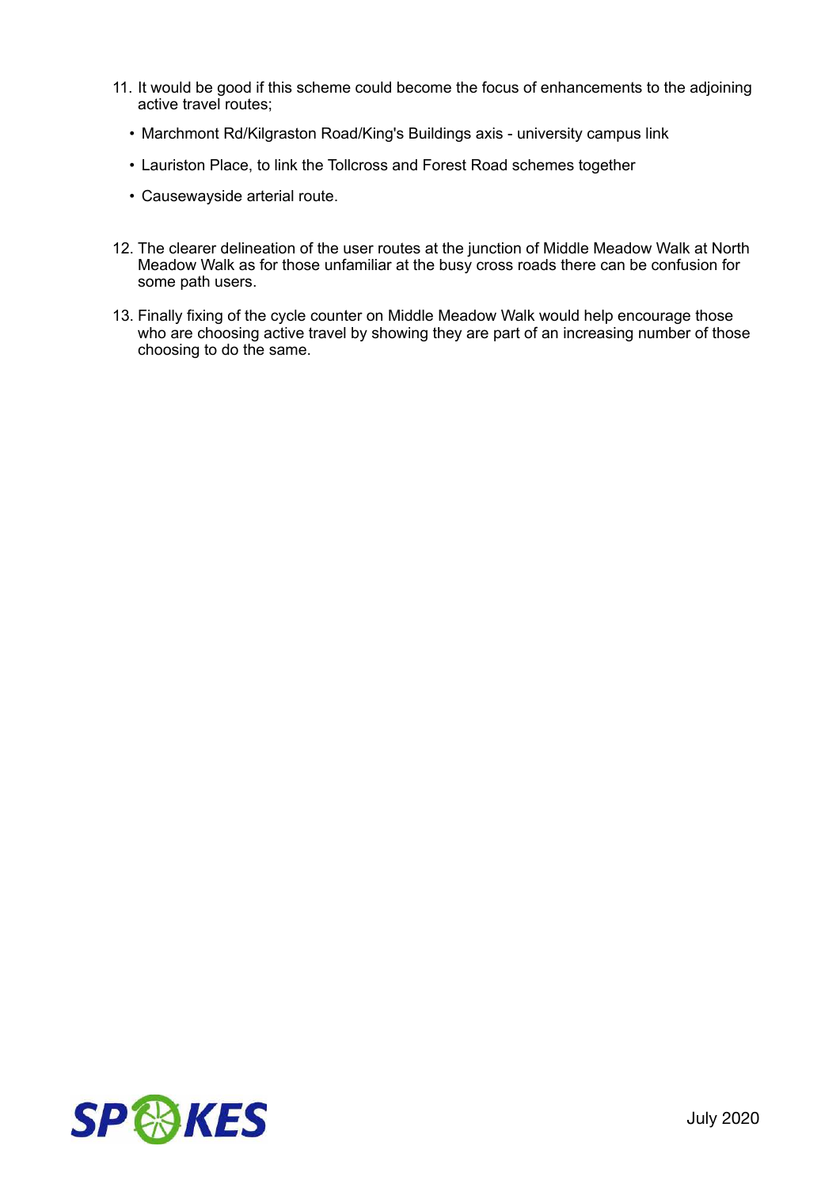11. It would be good if this scheme could become the focus of enhancements to the adjoining active travel routes;

    - Marchmont Rd/Kilgraston Road/King's Buildings axis - university campus link
    - Lauriston Place, to link the Tollcross and Forest Road schemes together
    - Causewayside arterial route.

12. The clearer delineation of the user routes at the junction of Middle Meadow Walk at North Meadow Walk as for those unfamiliar at the busy cross roads there can be confusion for some path users.

13. Finally fixing of the cycle counter on Middle Meadow Walk would help encourage those who are choosing active travel by showing they are part of an increasing number of those choosing to do the same.

SPOKES

July 2020